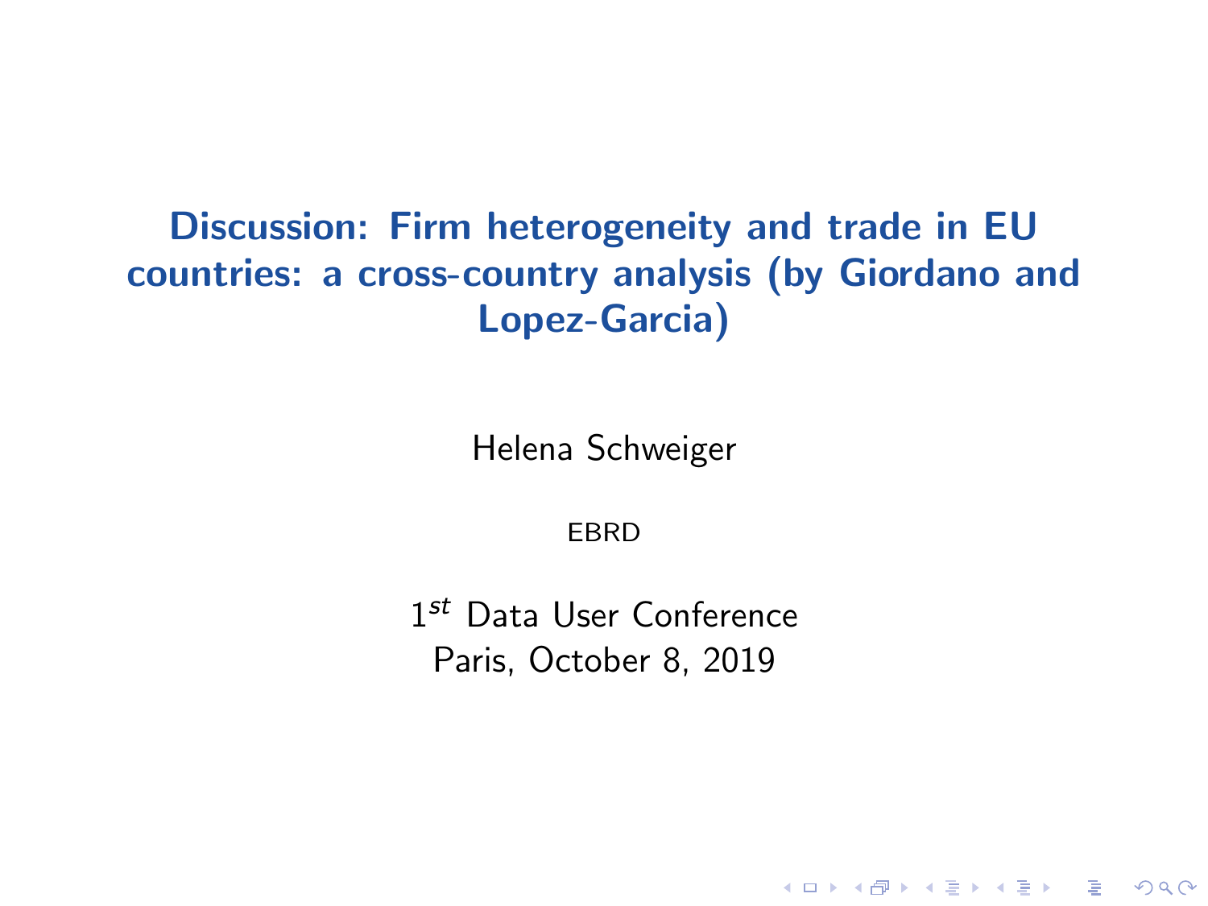# Discussion: Firm heterogeneity and trade in EU countries: a cross-country analysis (by Giordano and Lopez-Garcia)

Helena Schweiger

EBRD

$1^{st}$ Data User Conference

Paris, October 8, 2019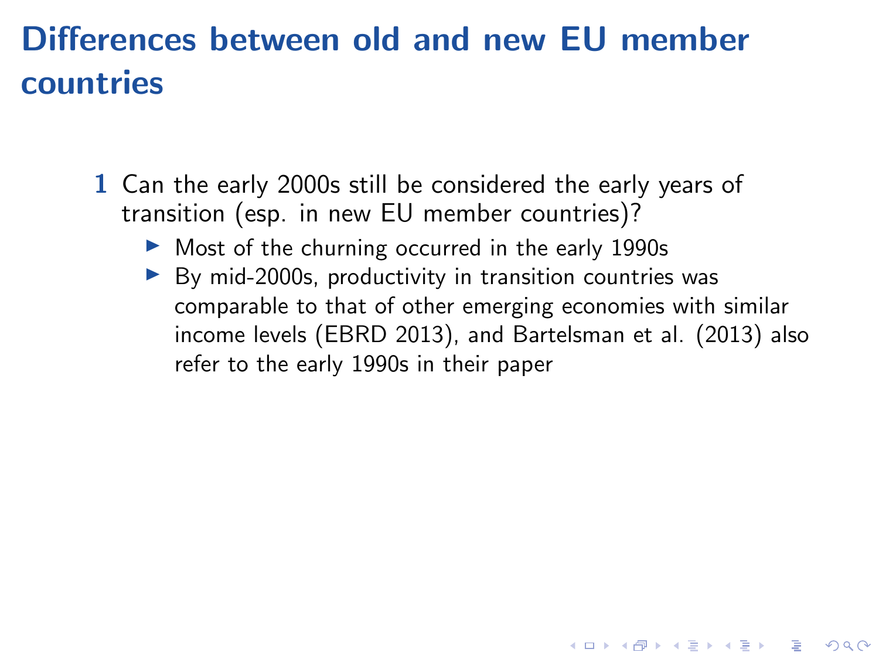# Differences between old and new EU member countries

1. Can the early 2000s still be considered the early years of transition (esp. in new EU member countries)?
   - Most of the churning occurred in the early 1990s
   - By mid-2000s, productivity in transition countries was comparable to that of other emerging economies with similar income levels (EBRD 2013), and Bartelsman et al. (2013) also refer to the early 1990s in their paper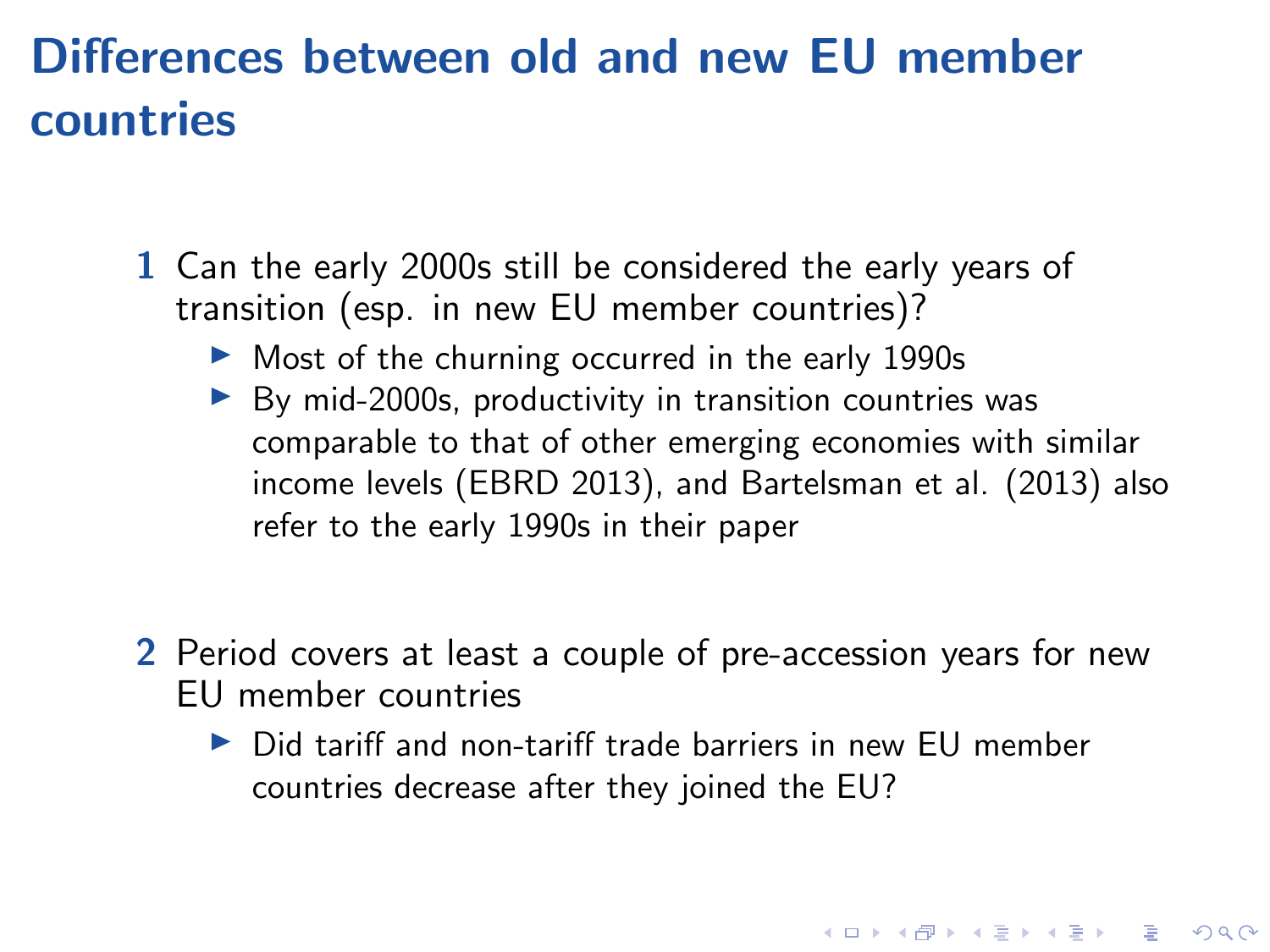# Differences between old and new EU member countries

1. Can the early 2000s still be considered the early years of transition (esp. in new EU member countries)?
   - Most of the churning occurred in the early 1990s
   - By mid-2000s, productivity in transition countries was comparable to that of other emerging economies with similar income levels (EBRD 2013), and Bartelsman et al. (2013) also refer to the early 1990s in their paper

2. Period covers at least a couple of pre-accession years for new EU member countries
   - Did tariff and non-tariff trade barriers in new EU member countries decrease after they joined the EU?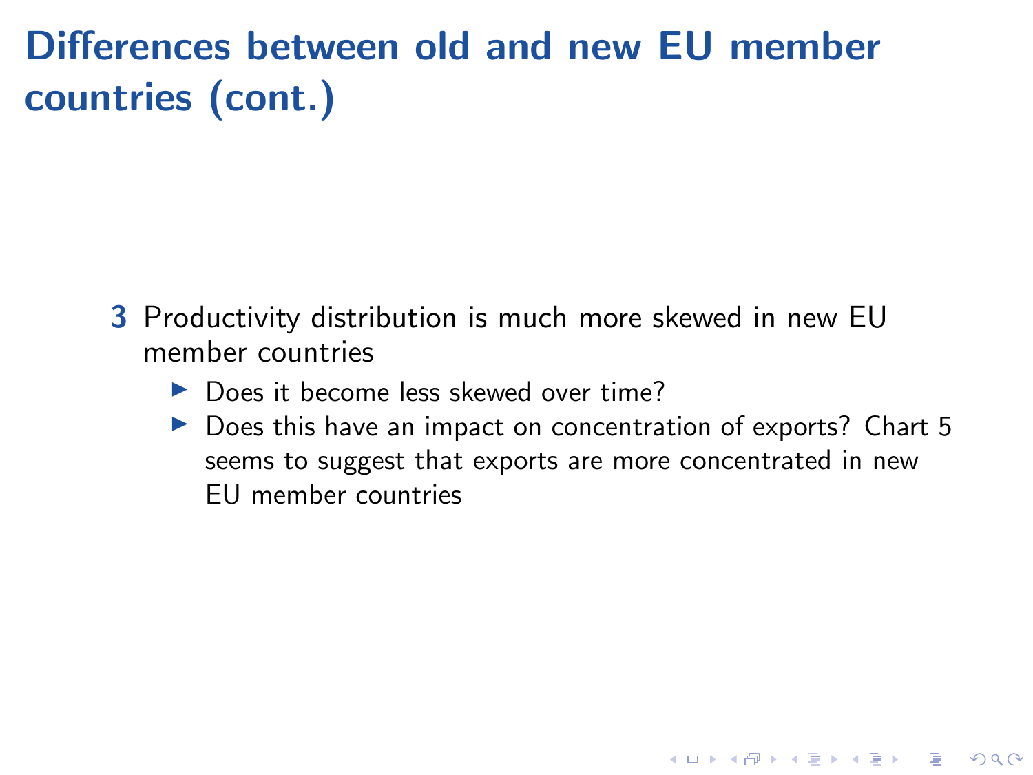# Differences between old and new EU member countries (cont.)

3. Productivity distribution is much more skewed in new EU member countries
   - Does it become less skewed over time?
   - Does this have an impact on concentration of exports? Chart 5 seems to suggest that exports are more concentrated in new EU member countries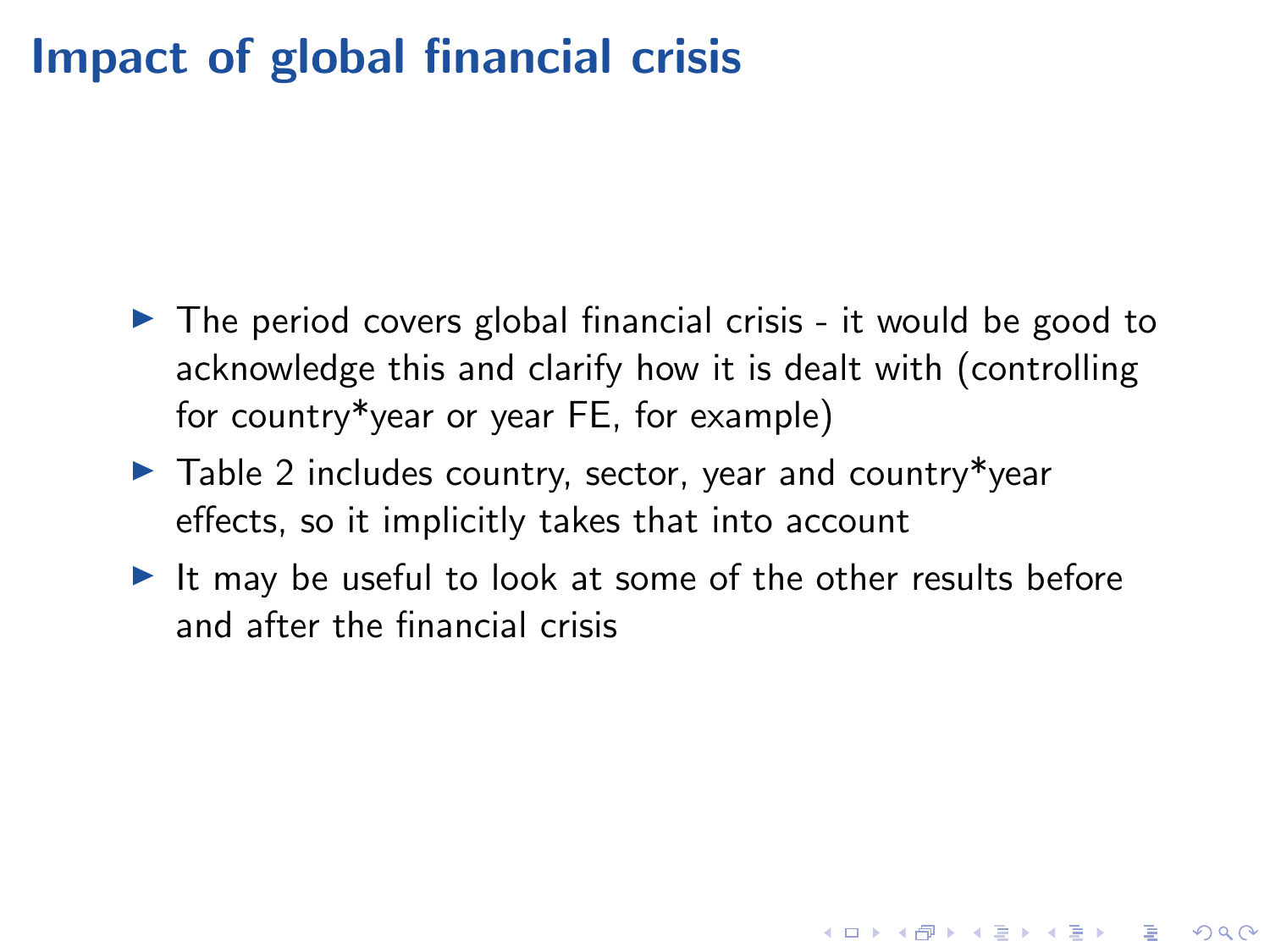# Impact of global financial crisis

- The period covers global financial crisis - it would be good to acknowledge this and clarify how it is dealt with (controlling for country*year or year FE, for example)
- Table 2 includes country, sector, year and country*year effects, so it implicitly takes that into account
- It may be useful to look at some of the other results before and after the financial crisis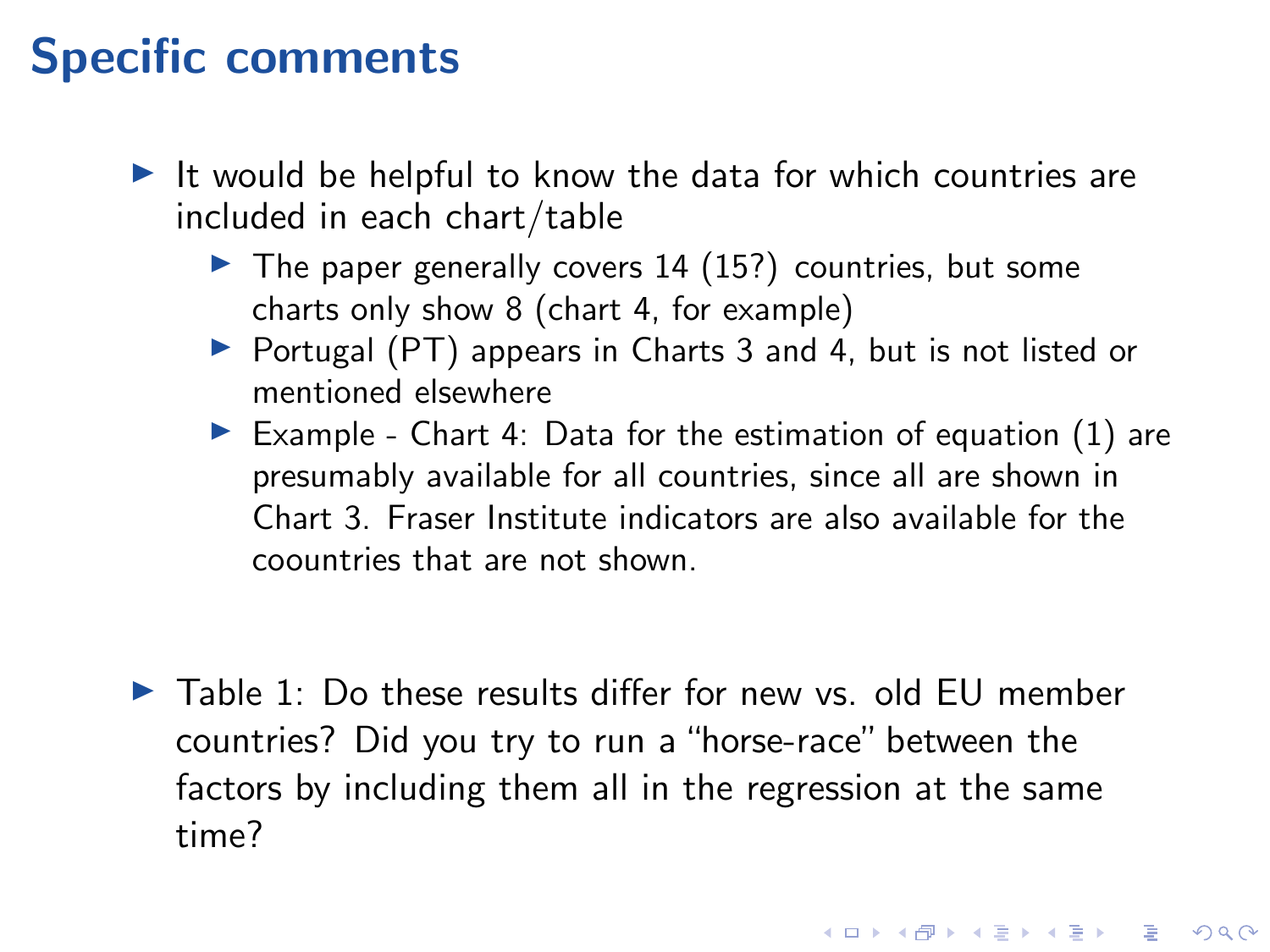# Specific comments

- It would be helpful to know the data for which countries are included in each chart/table
  - The paper generally covers 14 (15?) countries, but some charts only show 8 (chart 4, for example)
  - Portugal (PT) appears in Charts 3 and 4, but is not listed or mentioned elsewhere
  - Example - Chart 4: Data for the estimation of equation (1) are presumably available for all countries, since all are shown in Chart 3. Fraser Institute indicators are also available for the coountries that are not shown.

- Table 1: Do these results differ for new vs. old EU member countries? Did you try to run a "horse-race" between the factors by including them all in the regression at the same time?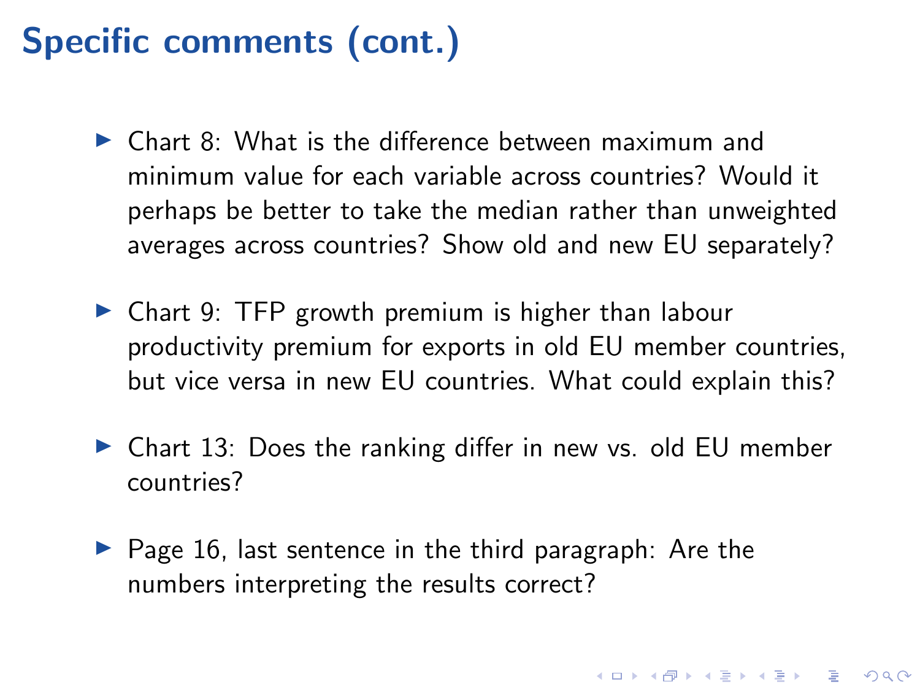# Specific comments (cont.)

- Chart 8: What is the difference between maximum and minimum value for each variable across countries? Would it perhaps be better to take the median rather than unweighted averages across countries? Show old and new EU separately?
- Chart 9: TFP growth premium is higher than labour productivity premium for exports in old EU member countries, but vice versa in new EU countries. What could explain this?
- Chart 13: Does the ranking differ in new vs. old EU member countries?
- Page 16, last sentence in the third paragraph: Are the numbers interpreting the results correct?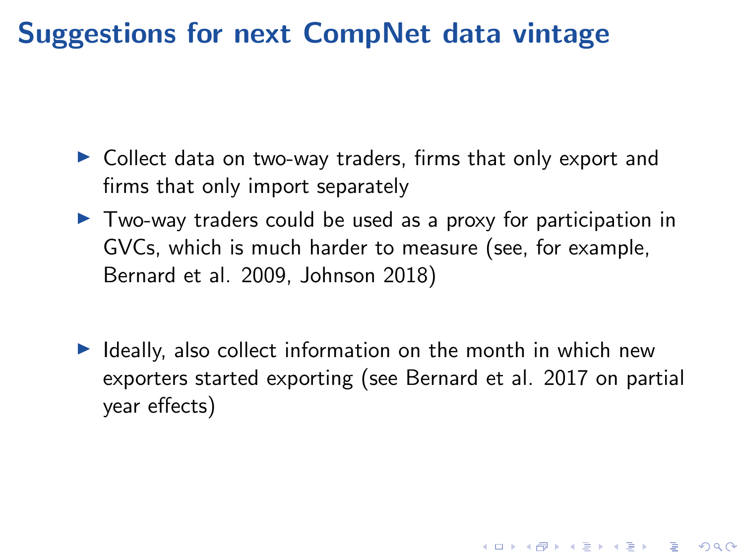# Suggestions for next CompNet data vintage

- Collect data on two-way traders, firms that only export and firms that only import separately
- Two-way traders could be used as a proxy for participation in GVCs, which is much harder to measure (see, for example, Bernard et al. 2009, Johnson 2018)

- Ideally, also collect information on the month in which new exporters started exporting (see Bernard et al. 2017 on partial year effects)